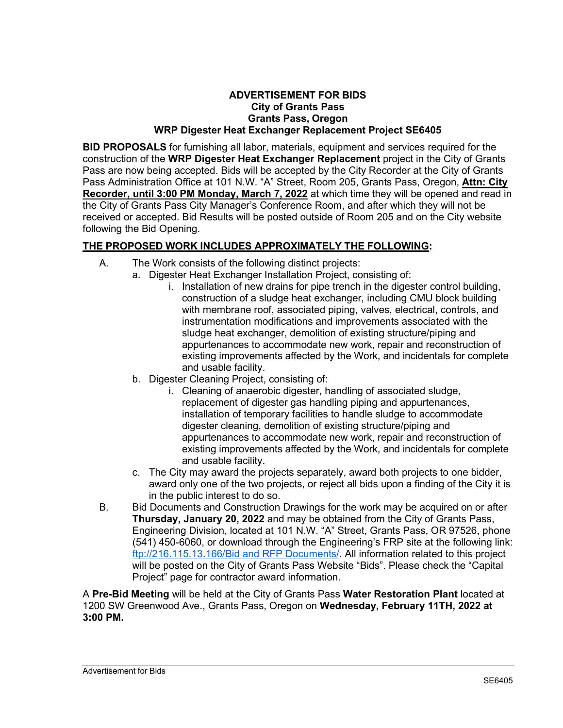# ADVERTISEMENT FOR BIDS
## City of Grants Pass
## Grants Pass, Oregon
## WRP Digester Heat Exchanger Replacement Project SE6405

**BID PROPOSALS** for furnishing all labor, materials, equipment and services required for the construction of the **WRP Digester Heat Exchanger Replacement** project in the City of Grants Pass are now being accepted. Bids will be accepted by the City Recorder at the City of Grants Pass Administration Office at 101 N.W. "A" Street, Room 205, Grants Pass, Oregon, **Attn: City Recorder, until 3:00 PM Monday, March 7, 2022** at which time they will be opened and read in the City of Grants Pass City Manager's Conference Room, and after which they will not be received or accepted. Bid Results will be posted outside of Room 205 and on the City website following the Bid Opening.

**THE PROPOSED WORK INCLUDES APPROXIMATELY THE FOLLOWING:**

A. The Work consists of the following distinct projects:
   a. Digester Heat Exchanger Installation Project, consisting of:
      i. Installation of new drains for pipe trench in the digester control building, construction of a sludge heat exchanger, including CMU block building with membrane roof, associated piping, valves, electrical, controls, and instrumentation modifications and improvements associated with the sludge heat exchanger, demolition of existing structure/piping and appurtenances to accommodate new work, repair and reconstruction of existing improvements affected by the Work, and incidentals for complete and usable facility.
   b. Digester Cleaning Project, consisting of:
      i. Cleaning of anaerobic digester, handling of associated sludge, replacement of digester gas handling piping and appurtenances, installation of temporary facilities to handle sludge to accommodate digester cleaning, demolition of existing structure/piping and appurtenances to accommodate new work, repair and reconstruction of existing improvements affected by the Work, and incidentals for complete and usable facility.
   c. The City may award the projects separately, award both projects to one bidder, award only one of the two projects, or reject all bids upon a finding of the City it is in the public interest to do so.

B. Bid Documents and Construction Drawings for the work may be acquired on or after **Thursday, January 20, 2022** and may be obtained from the City of Grants Pass, Engineering Division, located at 101 N.W. "A" Street, Grants Pass, OR 97526, phone (541) 450-6060, or download through the Engineering's FRP site at the following link: ftp://216.115.13.166/Bid and RFP Documents/. All information related to this project will be posted on the City of Grants Pass Website "Bids". Please check the "Capital Project" page for contractor award information.

A **Pre-Bid Meeting** will be held at the City of Grants Pass **Water Restoration Plant** located at 1200 SW Greenwood Ave., Grants Pass, Oregon on **Wednesday, February 11TH, 2022 at 3:00 PM.**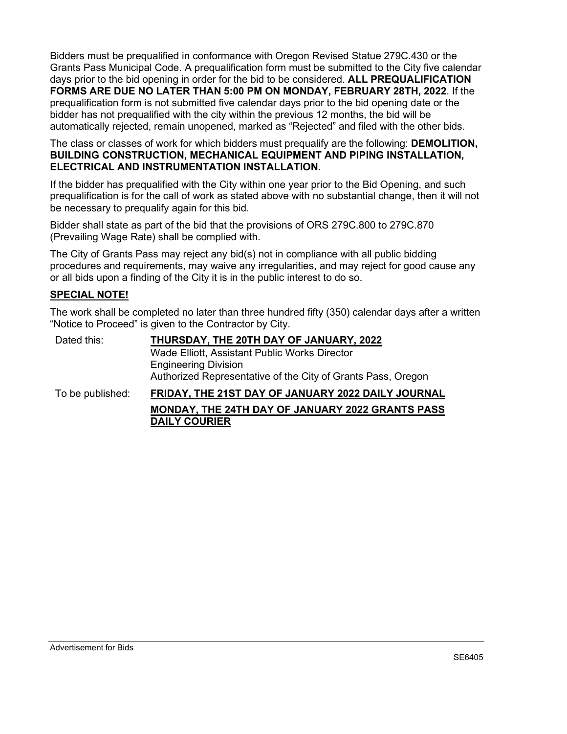Bidders must be prequalified in conformance with Oregon Revised Statue 279C.430 or the Grants Pass Municipal Code. A prequalification form must be submitted to the City five calendar days prior to the bid opening in order for the bid to be considered. **ALL PREQUALIFICATION FORMS ARE DUE NO LATER THAN 5:00 PM ON MONDAY, FEBRUARY 28TH, 2022**. If the prequalification form is not submitted five calendar days prior to the bid opening date or the bidder has not prequalified with the city within the previous 12 months, the bid will be automatically rejected, remain unopened, marked as "Rejected" and filed with the other bids.

The class or classes of work for which bidders must prequalify are the following: **DEMOLITION, BUILDING CONSTRUCTION, MECHANICAL EQUIPMENT AND PIPING INSTALLATION, ELECTRICAL AND INSTRUMENTATION INSTALLATION**.

If the bidder has prequalified with the City within one year prior to the Bid Opening, and such prequalification is for the call of work as stated above with no substantial change, then it will not be necessary to prequalify again for this bid.

Bidder shall state as part of the bid that the provisions of ORS 279C.800 to 279C.870 (Prevailing Wage Rate) shall be complied with.

The City of Grants Pass may reject any bid(s) not in compliance with all public bidding procedures and requirements, may waive any irregularities, and may reject for good cause any or all bids upon a finding of the City it is in the public interest to do so.

**SPECIAL NOTE!**

The work shall be completed no later than three hundred fifty (350) calendar days after a written "Notice to Proceed" is given to the Contractor by City.

Dated this: **THURSDAY, THE 20TH DAY OF JANUARY, 2022**
Wade Elliott, Assistant Public Works Director
Engineering Division
Authorized Representative of the City of Grants Pass, Oregon

To be published: **FRIDAY, THE 21ST DAY OF JANUARY 2022 DAILY JOURNAL**
**MONDAY, THE 24TH DAY OF JANUARY 2022 GRANTS PASS DAILY COURIER**